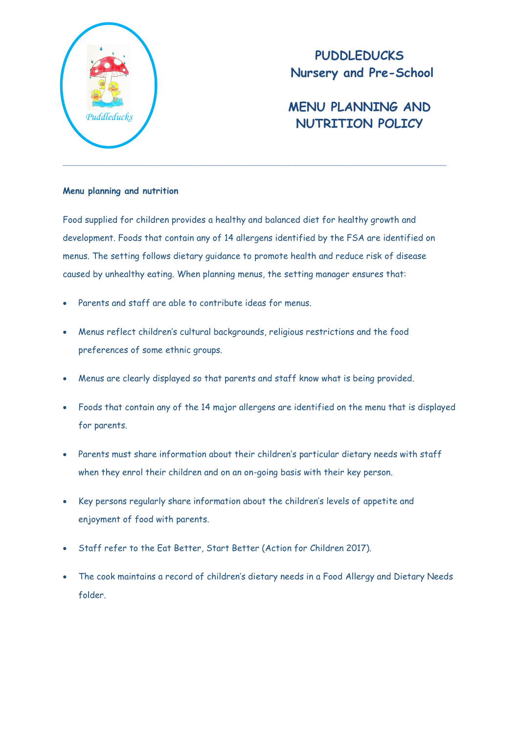# PUDDLEDUCKS
## Nursery and Pre-School

# MENU PLANNING AND NUTRITION POLICY

---

**Menu planning and nutrition**

Food supplied for children provides a healthy and balanced diet for healthy growth and development. Foods that contain any of 14 allergens identified by the FSA are identified on menus. The setting follows dietary guidance to promote health and reduce risk of disease caused by unhealthy eating. When planning menus, the setting manager ensures that:

- Parents and staff are able to contribute ideas for menus.
- Menus reflect children's cultural backgrounds, religious restrictions and the food preferences of some ethnic groups.
- Menus are clearly displayed so that parents and staff know what is being provided.
- Foods that contain any of the 14 major allergens are identified on the menu that is displayed for parents.
- Parents must share information about their children's particular dietary needs with staff when they enrol their children and on an on-going basis with their key person.
- Key persons regularly share information about the children's levels of appetite and enjoyment of food with parents.
- Staff refer to the Eat Better, Start Better (Action for Children 2017).
- The cook maintains a record of children's dietary needs in a Food Allergy and Dietary Needs folder.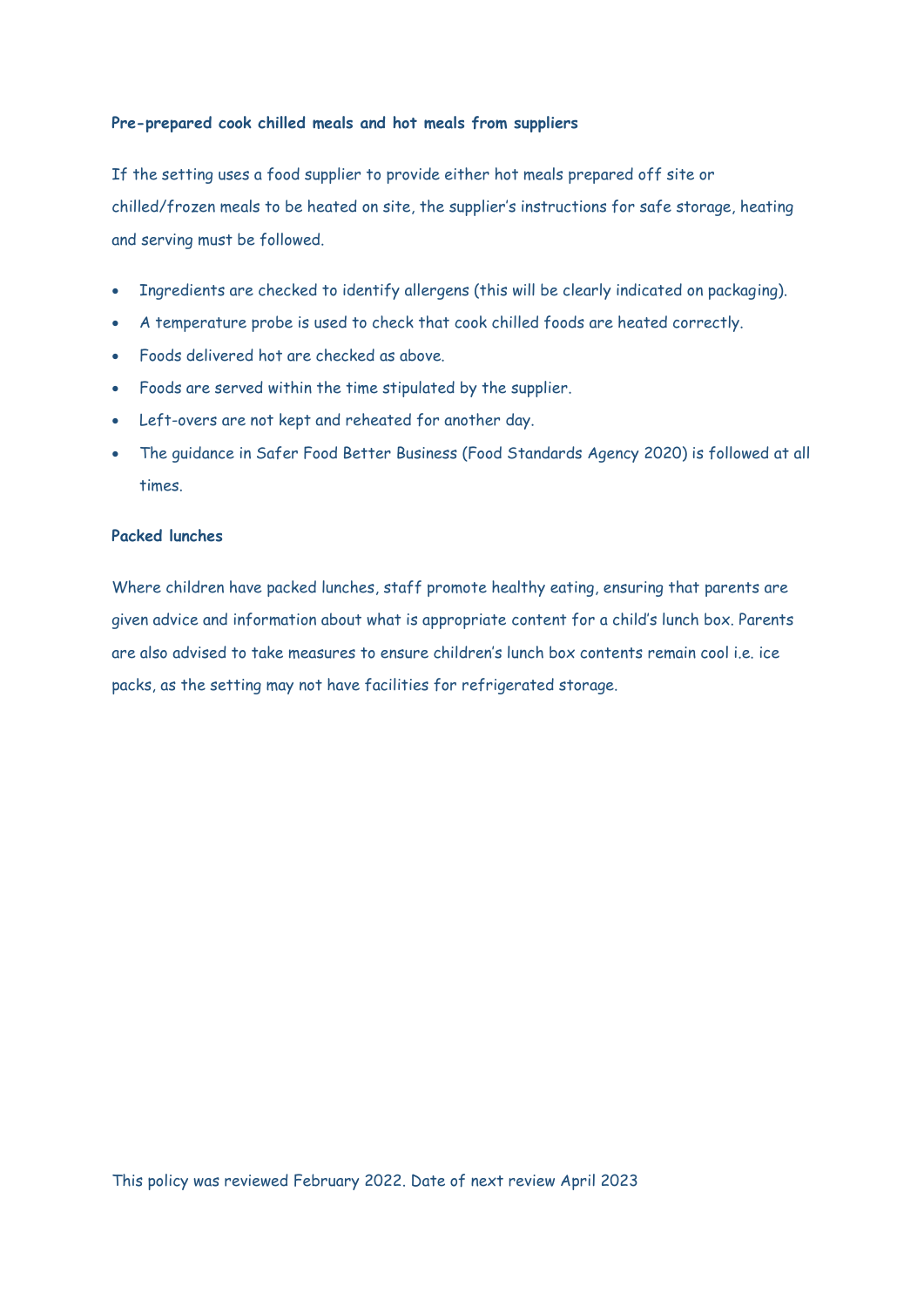**Pre-prepared cook chilled meals and hot meals from suppliers**

If the setting uses a food supplier to provide either hot meals prepared off site or chilled/frozen meals to be heated on site, the supplier's instructions for safe storage, heating and serving must be followed.

- Ingredients are checked to identify allergens (this will be clearly indicated on packaging).
- A temperature probe is used to check that cook chilled foods are heated correctly.
- Foods delivered hot are checked as above.
- Foods are served within the time stipulated by the supplier.
- Left-overs are not kept and reheated for another day.
- The guidance in Safer Food Better Business (Food Standards Agency 2020) is followed at all times.

**Packed lunches**

Where children have packed lunches, staff promote healthy eating, ensuring that parents are given advice and information about what is appropriate content for a child's lunch box. Parents are also advised to take measures to ensure children's lunch box contents remain cool i.e. ice packs, as the setting may not have facilities for refrigerated storage.

This policy was reviewed February 2022. Date of next review April 2023